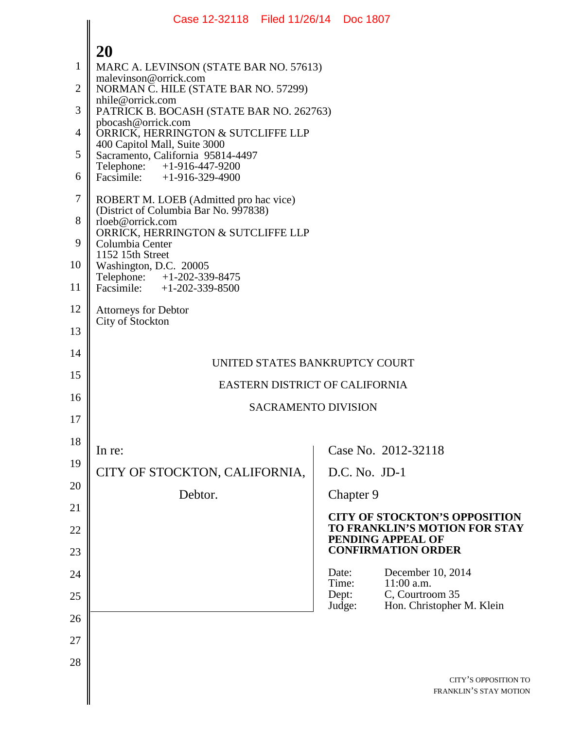MARC A. LEVINSON (STATE BAR NO. 57613)
malevinson@orrick.com
NORMAN C. HILE (STATE BAR NO. 57299)
nhile@orrick.com
PATRICK B. BOCASH (STATE BAR NO. 262763)
pbocash@orrick.com
ORRICK, HERRINGTON & SUTCLIFFE LLP
400 Capitol Mall, Suite 3000
Sacramento, California 95814-4497
Telephone: +1-916-447-9200
Facsimile: +1-916-329-4900

ROBERT M. LOEB (Admitted pro hac vice)
(District of Columbia Bar No. 997838)
rloeb@orrick.com
ORRICK, HERRINGTON & SUTCLIFFE LLP
Columbia Center
1152 15th Street
Washington, D.C. 20005
Telephone: +1-202-339-8475
Facsimile: +1-202-339-8500

Attorneys for Debtor
City of Stockton

UNITED STATES BANKRUPTCY COURT

EASTERN DISTRICT OF CALIFORNIA

SACRAMENTO DIVISION

| | |
|---|---|
| In re:<br><br>CITY OF STOCKTON, CALIFORNIA,<br><br>Debtor. | Case No. 2012-32118<br><br>D.C. No. JD-1<br><br>Chapter 9<br><br>**CITY OF STOCKTON'S OPPOSITION TO FRANKLIN'S MOTION FOR STAY PENDING APPEAL OF CONFIRMATION ORDER**<br><br>Date: December 10, 2014<br>Time: 11:00 a.m.<br>Dept: C, Courtroom 35<br>Judge: Hon. Christopher M. Klein |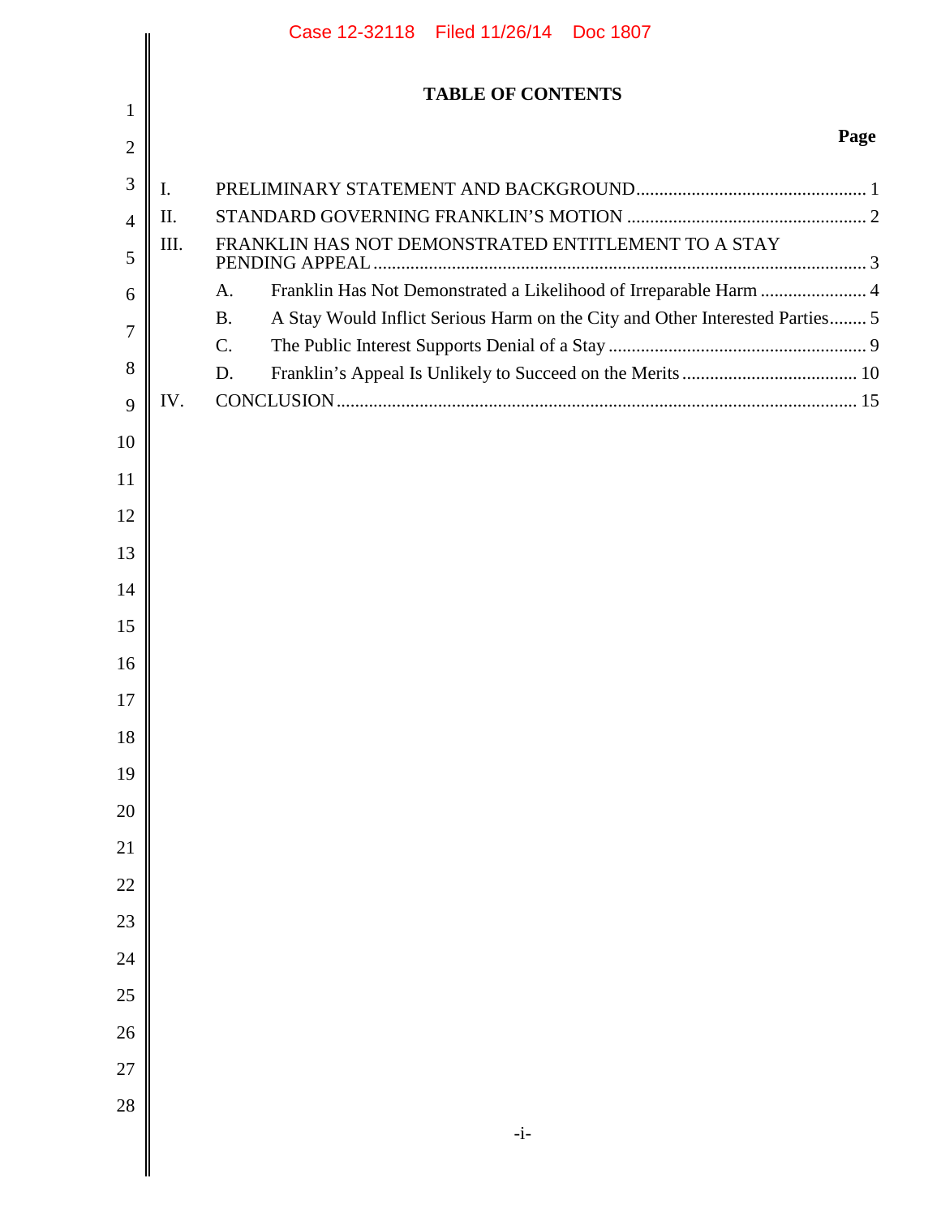# TABLE OF CONTENTS

| | | Page |
|---|---|---|
| I. | PRELIMINARY STATEMENT AND BACKGROUND | 1 |
| II. | STANDARD GOVERNING FRANKLIN'S MOTION | 2 |
| III. | FRANKLIN HAS NOT DEMONSTRATED ENTITLEMENT TO A STAY PENDING APPEAL | 3 |
| | A. Franklin Has Not Demonstrated a Likelihood of Irreparable Harm | 4 |
| | B. A Stay Would Inflict Serious Harm on the City and Other Interested Parties | 5 |
| | C. The Public Interest Supports Denial of a Stay | 9 |
| | D. Franklin's Appeal Is Unlikely to Succeed on the Merits | 10 |
| IV. | CONCLUSION | 15 |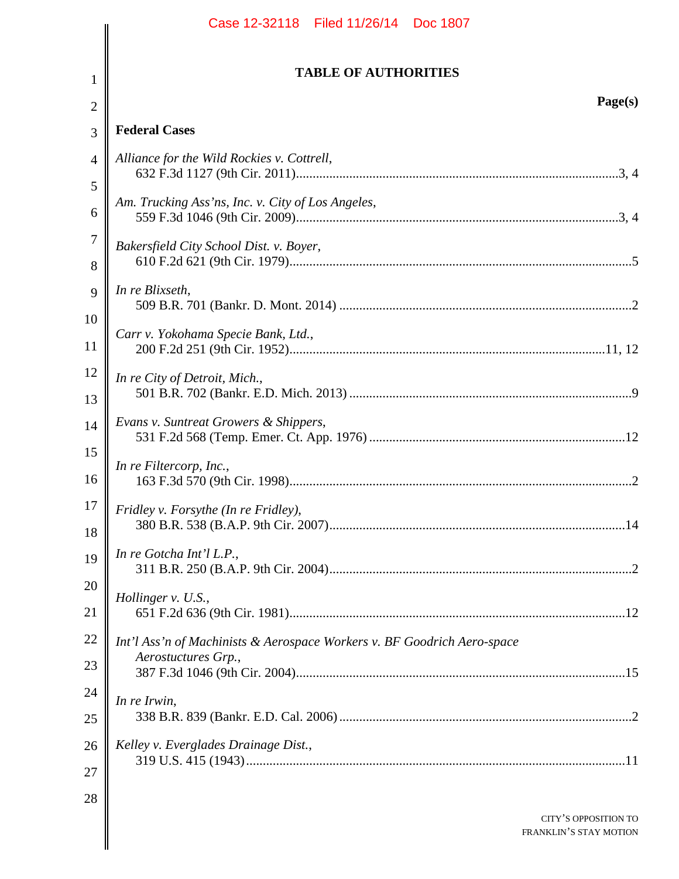# TABLE OF AUTHORITIES

**Page(s)**

**Federal Cases**

*Alliance for the Wild Rockies v. Cottrell*,
632 F.3d 1127 (9th Cir. 2011)....3, 4

*Am. Trucking Ass'ns, Inc. v. City of Los Angeles*,
559 F.3d 1046 (9th Cir. 2009)....3, 4

*Bakersfield City School Dist. v. Boyer*,
610 F.2d 621 (9th Cir. 1979)....5

*In re Blixseth*,
509 B.R. 701 (Bankr. D. Mont. 2014)....2

*Carr v. Yokohama Specie Bank, Ltd.*,
200 F.2d 251 (9th Cir. 1952)....11, 12

*In re City of Detroit, Mich.*,
501 B.R. 702 (Bankr. E.D. Mich. 2013)....9

*Evans v. Suntreat Growers & Shippers*,
531 F.2d 568 (Temp. Emer. Ct. App. 1976)....12

*In re Filtercorp, Inc.*,
163 F.3d 570 (9th Cir. 1998)....2

*Fridley v. Forsythe (In re Fridley)*,
380 B.R. 538 (B.A.P. 9th Cir. 2007)....14

*In re Gotcha Int'l L.P.*,
311 B.R. 250 (B.A.P. 9th Cir. 2004)....2

*Hollinger v. U.S.*,
651 F.2d 636 (9th Cir. 1981)....12

*Int'l Ass'n of Machinists & Aerospace Workers v. BF Goodrich Aero-space Aerostuctures Grp.*,
387 F.3d 1046 (9th Cir. 2004)....15

*In re Irwin*,
338 B.R. 839 (Bankr. E.D. Cal. 2006)....2

*Kelley v. Everglades Drainage Dist.*,
319 U.S. 415 (1943)....11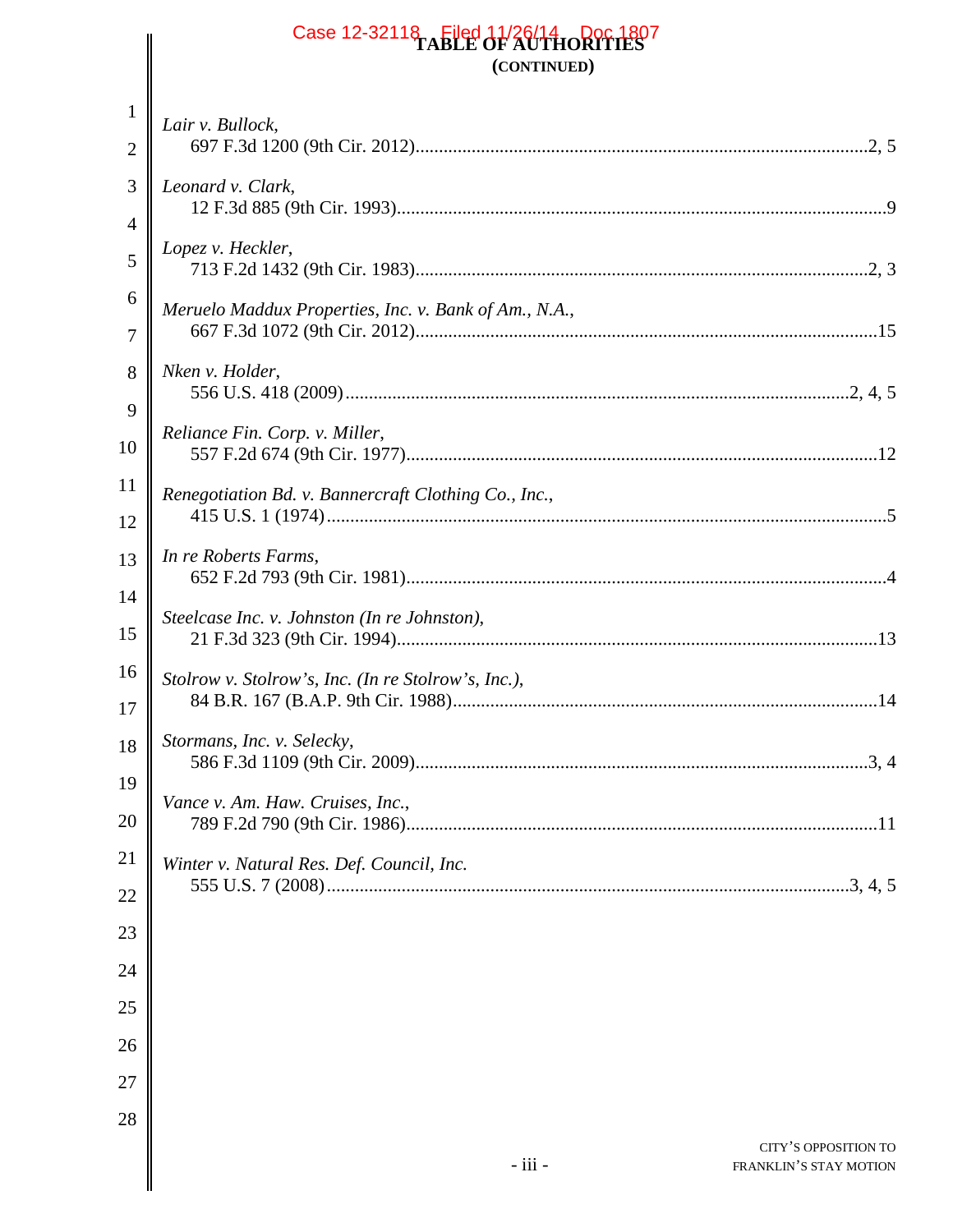# TABLE OF AUTHORITIES
## (CONTINUED)

*Lair v. Bullock*,
697 F.3d 1200 (9th Cir. 2012) ........................................................ 2, 5

*Leonard v. Clark*,
12 F.3d 885 (9th Cir. 1993) ........................................................ 9

*Lopez v. Heckler*,
713 F.2d 1432 (9th Cir. 1983) ........................................................ 2, 3

*Meruelo Maddux Properties, Inc. v. Bank of Am., N.A.*,
667 F.3d 1072 (9th Cir. 2012) ........................................................ 15

*Nken v. Holder*,
556 U.S. 418 (2009) ........................................................ 2, 4, 5

*Reliance Fin. Corp. v. Miller*,
557 F.2d 674 (9th Cir. 1977) ........................................................ 12

*Renegotiation Bd. v. Bannercraft Clothing Co., Inc.*,
415 U.S. 1 (1974) ........................................................ 5

*In re Roberts Farms*,
652 F.2d 793 (9th Cir. 1981) ........................................................ 4

*Steelcase Inc. v. Johnston (In re Johnston)*,
21 F.3d 323 (9th Cir. 1994) ........................................................ 13

*Stolrow v. Stolrow's, Inc. (In re Stolrow's, Inc.)*,
84 B.R. 167 (B.A.P. 9th Cir. 1988) ........................................................ 14

*Stormans, Inc. v. Selecky*,
586 F.3d 1109 (9th Cir. 2009) ........................................................ 3, 4

*Vance v. Am. Haw. Cruises, Inc.*,
789 F.2d 790 (9th Cir. 1986) ........................................................ 11

*Winter v. Natural Res. Def. Council, Inc.*
555 U.S. 7 (2008) ........................................................ 3, 4, 5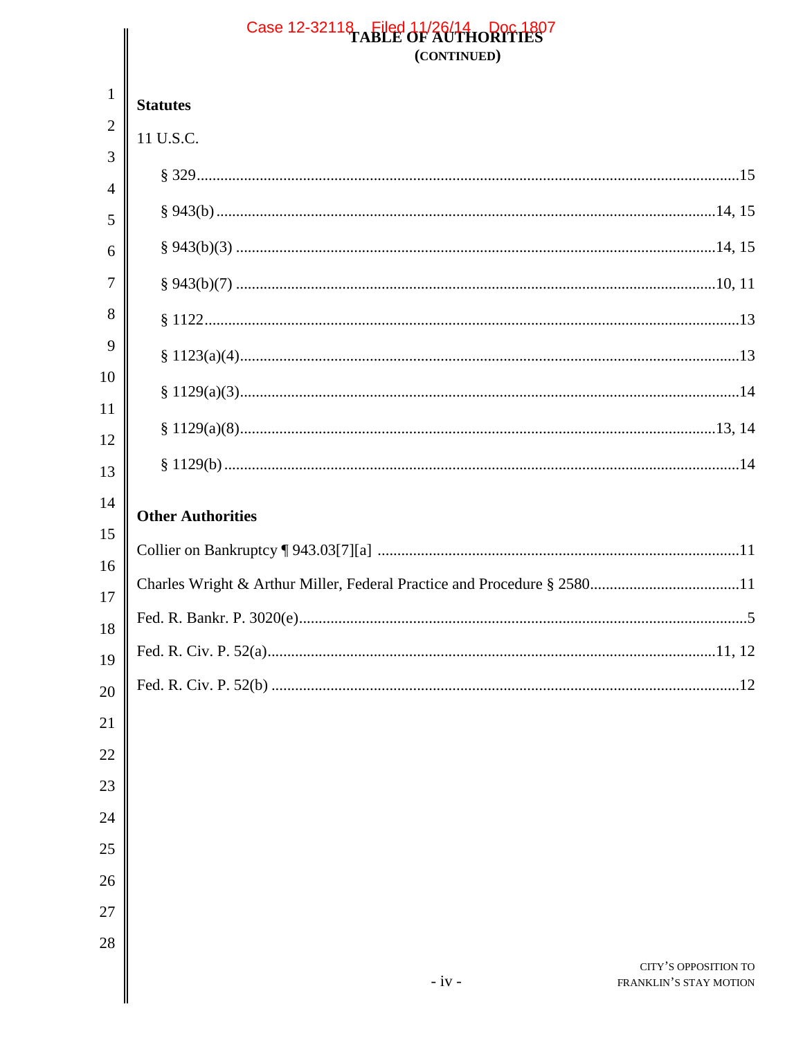# TABLE OF AUTHORITIES
**(CONTINUED)**

**Statutes**

11 U.S.C.

§ 329 ........................................................................................................................15

§ 943(b) ..............................................................................................................14, 15

§ 943(b)(3) ..........................................................................................................14, 15

§ 943(b)(7) ..........................................................................................................10, 11

§ 1122.....................................................................................................................13

§ 1123(a)(4)...............................................................................................................13

§ 1129(a)(3)...............................................................................................................14

§ 1129(a)(8).........................................................................................................13, 14

§ 1129(b) ..................................................................................................................14

**Other Authorities**

Collier on Bankruptcy ¶ 943.03[7][a] ............................................................................11

Charles Wright & Arthur Miller, Federal Practice and Procedure § 2580.......................................11

Fed. R. Bankr. P. 3020(e)..................................................................................................5

Fed. R. Civ. P. 52(a)..................................................................................................11, 12

Fed. R. Civ. P. 52(b) .......................................................................................................12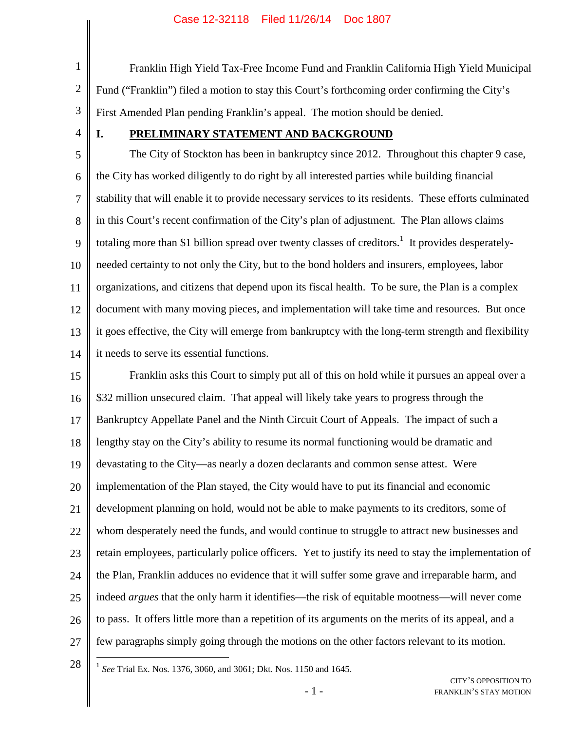Franklin High Yield Tax-Free Income Fund and Franklin California High Yield Municipal Fund ("Franklin") filed a motion to stay this Court's forthcoming order confirming the City's First Amended Plan pending Franklin's appeal. The motion should be denied.

## I. PRELIMINARY STATEMENT AND BACKGROUND

The City of Stockton has been in bankruptcy since 2012. Throughout this chapter 9 case, the City has worked diligently to do right by all interested parties while building financial stability that will enable it to provide necessary services to its residents. These efforts culminated in this Court's recent confirmation of the City's plan of adjustment. The Plan allows claims totaling more than $1 billion spread over twenty classes of creditors.[1] It provides desperately-needed certainty to not only the City, but to the bond holders and insurers, employees, labor organizations, and citizens that depend upon its fiscal health. To be sure, the Plan is a complex document with many moving pieces, and implementation will take time and resources. But once it goes effective, the City will emerge from bankruptcy with the long-term strength and flexibility it needs to serve its essential functions.

Franklin asks this Court to simply put all of this on hold while it pursues an appeal over a $32 million unsecured claim. That appeal will likely take years to progress through the Bankruptcy Appellate Panel and the Ninth Circuit Court of Appeals. The impact of such a lengthy stay on the City's ability to resume its normal functioning would be dramatic and devastating to the City—as nearly a dozen declarants and common sense attest. Were implementation of the Plan stayed, the City would have to put its financial and economic development planning on hold, would not be able to make payments to its creditors, some of whom desperately need the funds, and would continue to struggle to attract new businesses and retain employees, particularly police officers. Yet to justify its need to stay the implementation of the Plan, Franklin adduces no evidence that it will suffer some grave and irreparable harm, and indeed *argues* that the only harm it identifies—the risk of equitable mootness—will never come to pass. It offers little more than a repetition of its arguments on the merits of its appeal, and a few paragraphs simply going through the motions on the other factors relevant to its motion.

---

[1] *See* Trial Ex. Nos. 1376, 3060, and 3061; Dkt. Nos. 1150 and 1645.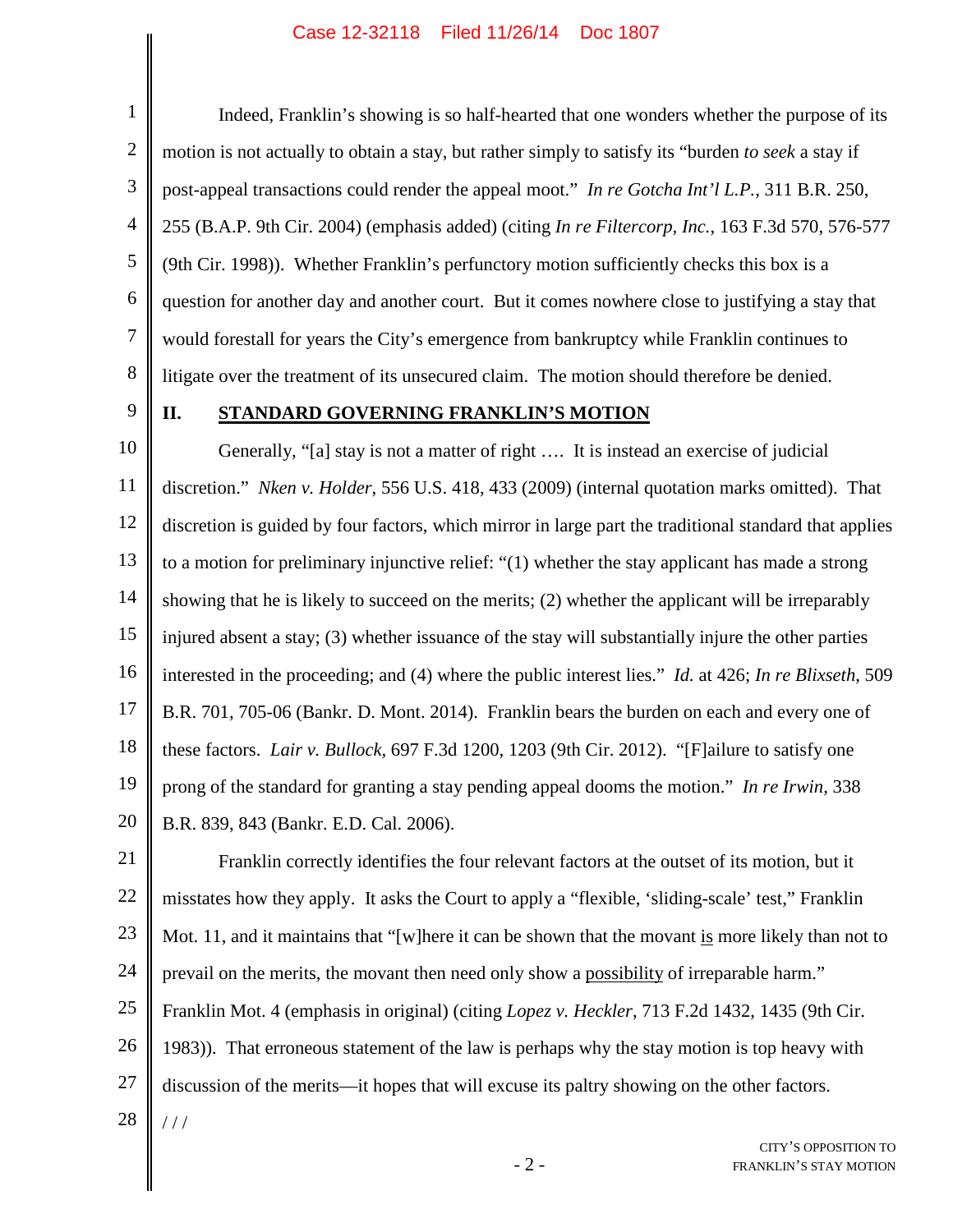Indeed, Franklin's showing is so half-hearted that one wonders whether the purpose of its motion is not actually to obtain a stay, but rather simply to satisfy its "burden *to seek* a stay if post-appeal transactions could render the appeal moot." *In re Gotcha Int'l L.P.*, 311 B.R. 250, 255 (B.A.P. 9th Cir. 2004) (emphasis added) (citing *In re Filtercorp, Inc.*, 163 F.3d 570, 576-577 (9th Cir. 1998)). Whether Franklin's perfunctory motion sufficiently checks this box is a question for another day and another court. But it comes nowhere close to justifying a stay that would forestall for years the City's emergence from bankruptcy while Franklin continues to litigate over the treatment of its unsecured claim. The motion should therefore be denied.

## II. STANDARD GOVERNING FRANKLIN'S MOTION

Generally, "[a] stay is not a matter of right …. It is instead an exercise of judicial discretion." *Nken v. Holder*, 556 U.S. 418, 433 (2009) (internal quotation marks omitted). That discretion is guided by four factors, which mirror in large part the traditional standard that applies to a motion for preliminary injunctive relief: "(1) whether the stay applicant has made a strong showing that he is likely to succeed on the merits; (2) whether the applicant will be irreparably injured absent a stay; (3) whether issuance of the stay will substantially injure the other parties interested in the proceeding; and (4) where the public interest lies." *Id.* at 426; *In re Blixseth*, 509 B.R. 701, 705-06 (Bankr. D. Mont. 2014). Franklin bears the burden on each and every one of these factors. *Lair v. Bullock*, 697 F.3d 1200, 1203 (9th Cir. 2012). "[F]ailure to satisfy one prong of the standard for granting a stay pending appeal dooms the motion." *In re Irwin*, 338 B.R. 839, 843 (Bankr. E.D. Cal. 2006).

Franklin correctly identifies the four relevant factors at the outset of its motion, but it misstates how they apply. It asks the Court to apply a "flexible, 'sliding-scale' test," Franklin Mot. 11, and it maintains that "[w]here it can be shown that the movant <u>is</u> more likely than not to prevail on the merits, the movant then need only show a <u>possibility</u> of irreparable harm." Franklin Mot. 4 (emphasis in original) (citing *Lopez v. Heckler*, 713 F.2d 1432, 1435 (9th Cir. 1983)). That erroneous statement of the law is perhaps why the stay motion is top heavy with discussion of the merits—it hopes that will excuse its paltry showing on the other factors.

/ / /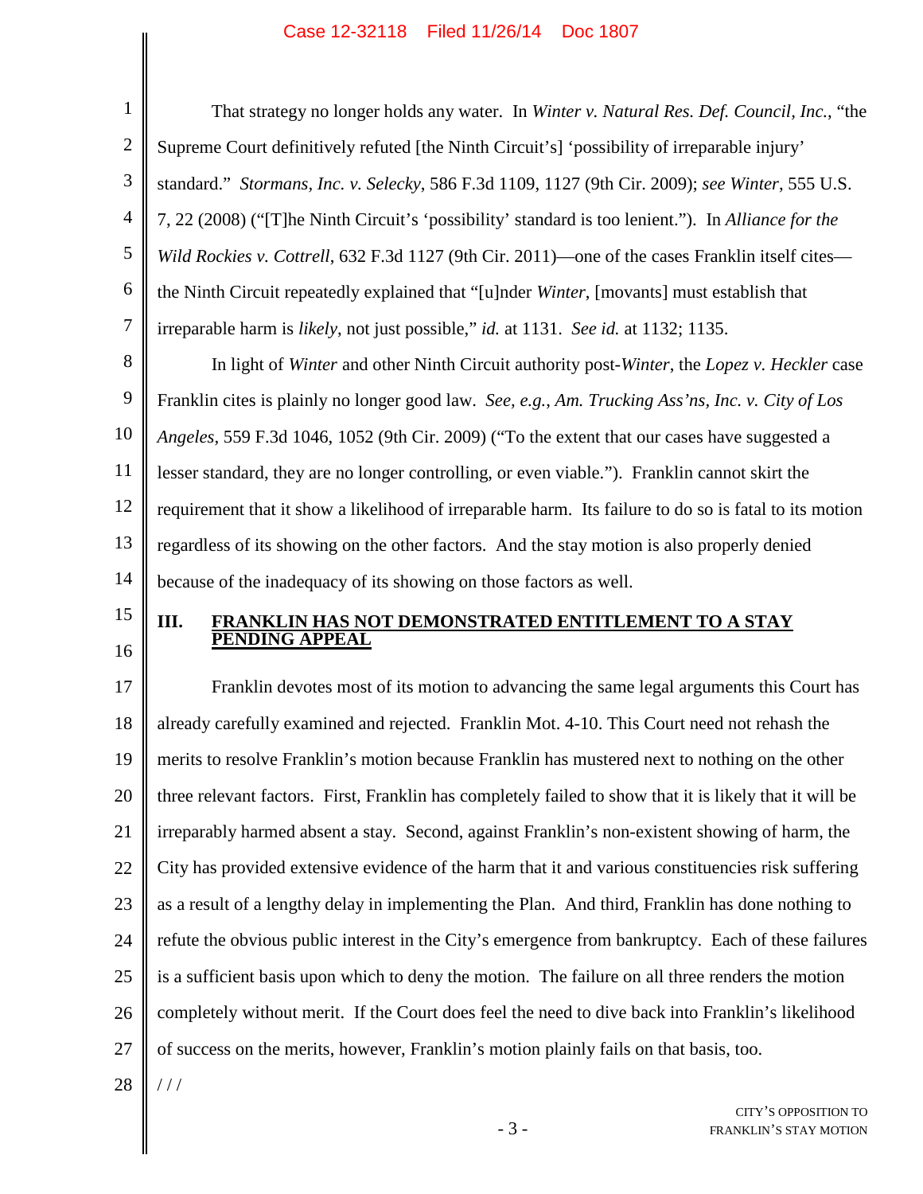That strategy no longer holds any water. In *Winter v. Natural Res. Def. Council, Inc.*, "the Supreme Court definitively refuted [the Ninth Circuit's] 'possibility of irreparable injury' standard." *Stormans, Inc. v. Selecky*, 586 F.3d 1109, 1127 (9th Cir. 2009); *see Winter*, 555 U.S. 7, 22 (2008) ("[T]he Ninth Circuit's 'possibility' standard is too lenient."). In *Alliance for the Wild Rockies v. Cottrell*, 632 F.3d 1127 (9th Cir. 2011)—one of the cases Franklin itself cites—the Ninth Circuit repeatedly explained that "[u]nder *Winter*, [movants] must establish that irreparable harm is *likely*, not just possible," *id.* at 1131. *See id.* at 1132; 1135.

In light of *Winter* and other Ninth Circuit authority post-*Winter*, the *Lopez v. Heckler* case Franklin cites is plainly no longer good law. *See, e.g.*, *Am. Trucking Ass'ns, Inc. v. City of Los Angeles*, 559 F.3d 1046, 1052 (9th Cir. 2009) ("To the extent that our cases have suggested a lesser standard, they are no longer controlling, or even viable."). Franklin cannot skirt the requirement that it show a likelihood of irreparable harm. Its failure to do so is fatal to its motion regardless of its showing on the other factors. And the stay motion is also properly denied because of the inadequacy of its showing on those factors as well.

## III. FRANKLIN HAS NOT DEMONSTRATED ENTITLEMENT TO A STAY PENDING APPEAL

Franklin devotes most of its motion to advancing the same legal arguments this Court has already carefully examined and rejected. Franklin Mot. 4-10. This Court need not rehash the merits to resolve Franklin's motion because Franklin has mustered next to nothing on the other three relevant factors. First, Franklin has completely failed to show that it is likely that it will be irreparably harmed absent a stay. Second, against Franklin's non-existent showing of harm, the City has provided extensive evidence of the harm that it and various constituencies risk suffering as a result of a lengthy delay in implementing the Plan. And third, Franklin has done nothing to refute the obvious public interest in the City's emergence from bankruptcy. Each of these failures is a sufficient basis upon which to deny the motion. The failure on all three renders the motion completely without merit. If the Court does feel the need to dive back into Franklin's likelihood of success on the merits, however, Franklin's motion plainly fails on that basis, too.

/ / /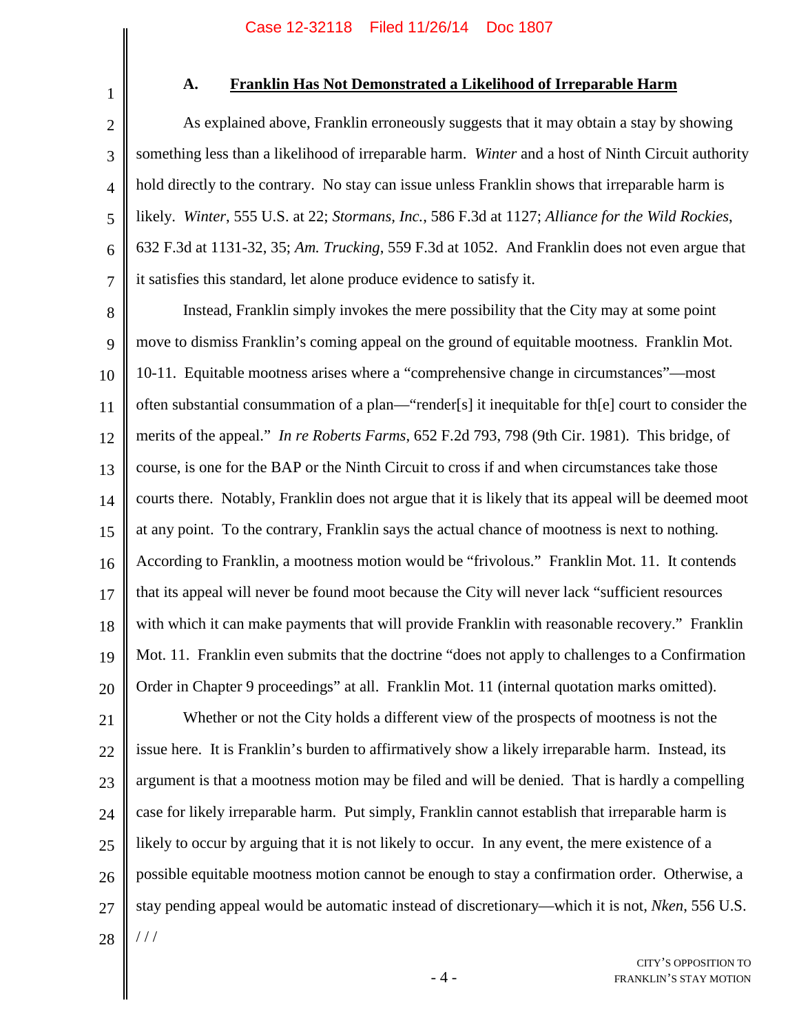### A. Franklin Has Not Demonstrated a Likelihood of Irreparable Harm

As explained above, Franklin erroneously suggests that it may obtain a stay by showing something less than a likelihood of irreparable harm. *Winter* and a host of Ninth Circuit authority hold directly to the contrary. No stay can issue unless Franklin shows that irreparable harm is likely. *Winter*, 555 U.S. at 22; *Stormans, Inc.*, 586 F.3d at 1127; *Alliance for the Wild Rockies*, 632 F.3d at 1131-32, 35; *Am. Trucking*, 559 F.3d at 1052. And Franklin does not even argue that it satisfies this standard, let alone produce evidence to satisfy it.

Instead, Franklin simply invokes the mere possibility that the City may at some point move to dismiss Franklin's coming appeal on the ground of equitable mootness. Franklin Mot. 10-11. Equitable mootness arises where a "comprehensive change in circumstances"—most often substantial consummation of a plan—"render[s] it inequitable for th[e] court to consider the merits of the appeal." *In re Roberts Farms*, 652 F.2d 793, 798 (9th Cir. 1981). This bridge, of course, is one for the BAP or the Ninth Circuit to cross if and when circumstances take those courts there. Notably, Franklin does not argue that it is likely that its appeal will be deemed moot at any point. To the contrary, Franklin says the actual chance of mootness is next to nothing. According to Franklin, a mootness motion would be "frivolous." Franklin Mot. 11. It contends that its appeal will never be found moot because the City will never lack "sufficient resources with which it can make payments that will provide Franklin with reasonable recovery." Franklin Mot. 11. Franklin even submits that the doctrine "does not apply to challenges to a Confirmation Order in Chapter 9 proceedings" at all. Franklin Mot. 11 (internal quotation marks omitted).

Whether or not the City holds a different view of the prospects of mootness is not the issue here. It is Franklin's burden to affirmatively show a likely irreparable harm. Instead, its argument is that a mootness motion may be filed and will be denied. That is hardly a compelling case for likely irreparable harm. Put simply, Franklin cannot establish that irreparable harm is likely to occur by arguing that it is not likely to occur. In any event, the mere existence of a possible equitable mootness motion cannot be enough to stay a confirmation order. Otherwise, a stay pending appeal would be automatic instead of discretionary—which it is not, *Nken*, 556 U.S.

/ / /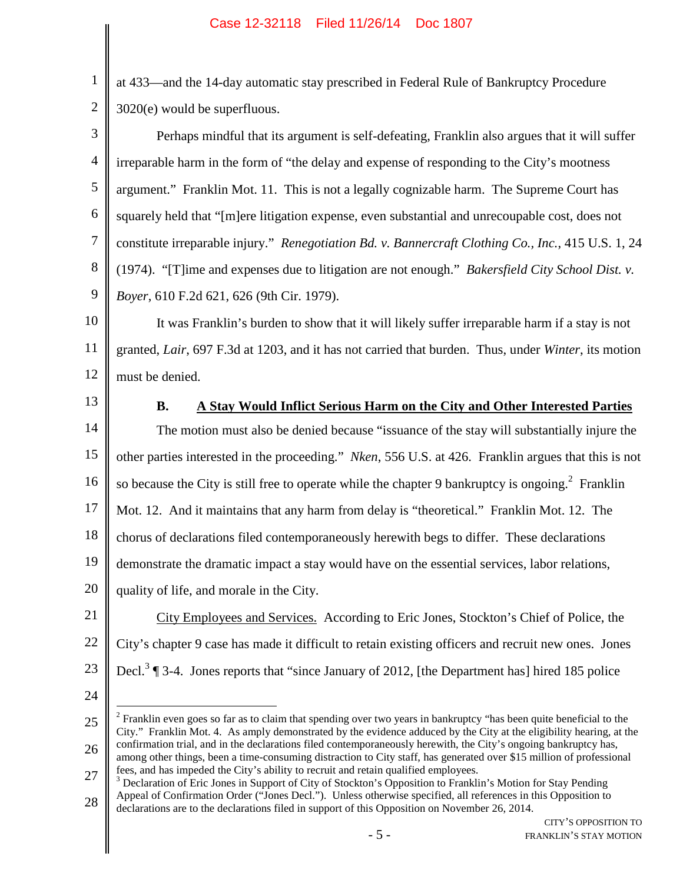at 433—and the 14-day automatic stay prescribed in Federal Rule of Bankruptcy Procedure 3020(e) would be superfluous.

Perhaps mindful that its argument is self-defeating, Franklin also argues that it will suffer irreparable harm in the form of "the delay and expense of responding to the City's mootness argument." Franklin Mot. 11. This is not a legally cognizable harm. The Supreme Court has squarely held that "[m]ere litigation expense, even substantial and unrecoupable cost, does not constitute irreparable injury." *Renegotiation Bd. v. Bannercraft Clothing Co., Inc.*, 415 U.S. 1, 24 (1974). "[T]ime and expenses due to litigation are not enough." *Bakersfield City School Dist. v. Boyer*, 610 F.2d 621, 626 (9th Cir. 1979).

It was Franklin's burden to show that it will likely suffer irreparable harm if a stay is not granted, *Lair*, 697 F.3d at 1203, and it has not carried that burden. Thus, under *Winter*, its motion must be denied.

### B. A Stay Would Inflict Serious Harm on the City and Other Interested Parties

The motion must also be denied because "issuance of the stay will substantially injure the other parties interested in the proceeding." *Nken*, 556 U.S. at 426. Franklin argues that this is not so because the City is still free to operate while the chapter 9 bankruptcy is ongoing.[2] Franklin Mot. 12. And it maintains that any harm from delay is "theoretical." Franklin Mot. 12. The chorus of declarations filed contemporaneously herewith begs to differ. These declarations demonstrate the dramatic impact a stay would have on the essential services, labor relations, quality of life, and morale in the City.

City Employees and Services. According to Eric Jones, Stockton's Chief of Police, the City's chapter 9 case has made it difficult to retain existing officers and recruit new ones. Jones Decl.[3] ¶ 3-4. Jones reports that "since January of 2012, [the Department has] hired 185 police

---

[2] Franklin even goes so far as to claim that spending over two years in bankruptcy "has been quite beneficial to the City." Franklin Mot. 4. As amply demonstrated by the evidence adduced by the City at the eligibility hearing, at the confirmation trial, and in the declarations filed contemporaneously herewith, the City's ongoing bankruptcy has, among other things, been a time-consuming distraction to City staff, has generated over $15 million of professional fees, and has impeded the City's ability to recruit and retain qualified employees.

[3] Declaration of Eric Jones in Support of City of Stockton's Opposition to Franklin's Motion for Stay Pending Appeal of Confirmation Order ("Jones Decl."). Unless otherwise specified, all references in this Opposition to declarations are to the declarations filed in support of this Opposition on November 26, 2014.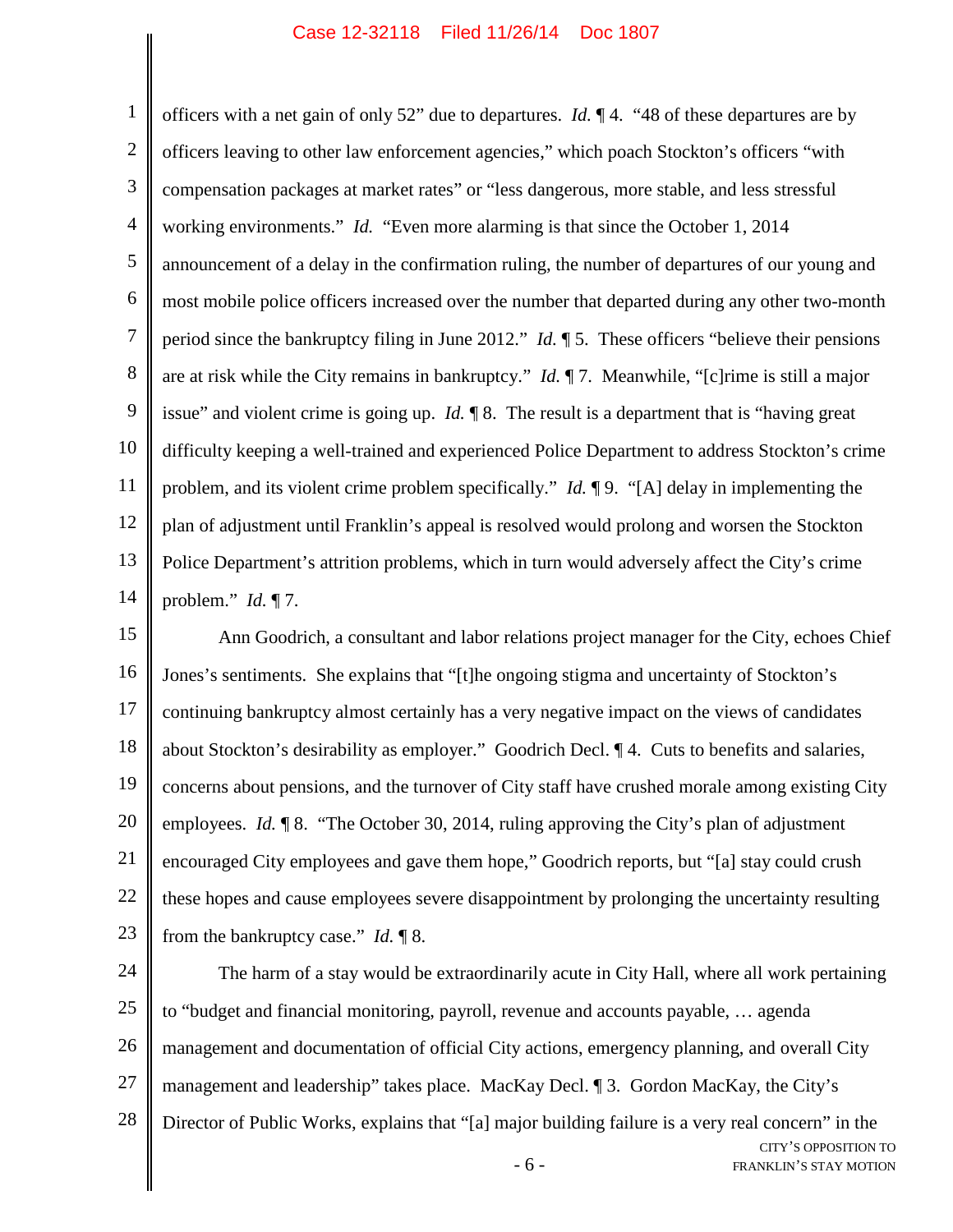officers with a net gain of only 52" due to departures. *Id.* ¶ 4. "48 of these departures are by officers leaving to other law enforcement agencies," which poach Stockton's officers "with compensation packages at market rates" or "less dangerous, more stable, and less stressful working environments." *Id.* "Even more alarming is that since the October 1, 2014 announcement of a delay in the confirmation ruling, the number of departures of our young and most mobile police officers increased over the number that departed during any other two-month period since the bankruptcy filing in June 2012." *Id.* ¶ 5. These officers "believe their pensions are at risk while the City remains in bankruptcy." *Id.* ¶ 7. Meanwhile, "[c]rime is still a major issue" and violent crime is going up. *Id.* ¶ 8. The result is a department that is "having great difficulty keeping a well-trained and experienced Police Department to address Stockton's crime problem, and its violent crime problem specifically." *Id.* ¶ 9. "[A] delay in implementing the plan of adjustment until Franklin's appeal is resolved would prolong and worsen the Stockton Police Department's attrition problems, which in turn would adversely affect the City's crime problem." *Id.* ¶ 7.

Ann Goodrich, a consultant and labor relations project manager for the City, echoes Chief Jones's sentiments. She explains that "[t]he ongoing stigma and uncertainty of Stockton's continuing bankruptcy almost certainly has a very negative impact on the views of candidates about Stockton's desirability as employer." Goodrich Decl. ¶ 4. Cuts to benefits and salaries, concerns about pensions, and the turnover of City staff have crushed morale among existing City employees. *Id.* ¶ 8. "The October 30, 2014, ruling approving the City's plan of adjustment encouraged City employees and gave them hope," Goodrich reports, but "[a] stay could crush these hopes and cause employees severe disappointment by prolonging the uncertainty resulting from the bankruptcy case." *Id.* ¶ 8.

The harm of a stay would be extraordinarily acute in City Hall, where all work pertaining to "budget and financial monitoring, payroll, revenue and accounts payable, … agenda management and documentation of official City actions, emergency planning, and overall City management and leadership" takes place. MacKay Decl. ¶ 3. Gordon MacKay, the City's Director of Public Works, explains that "[a] major building failure is a very real concern" in the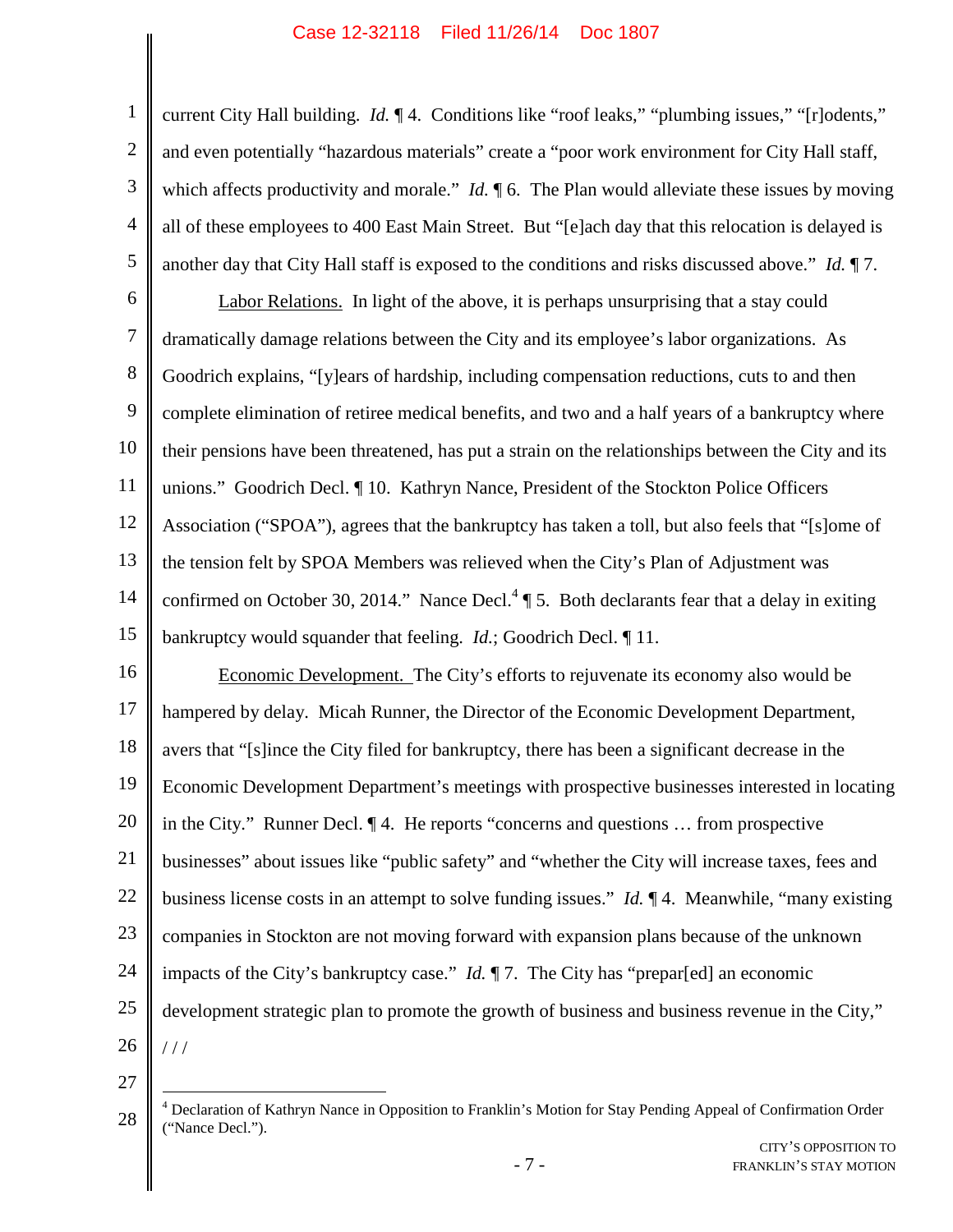current City Hall building. *Id.* ¶ 4. Conditions like "roof leaks," "plumbing issues," "[r]odents," and even potentially "hazardous materials" create a "poor work environment for City Hall staff, which affects productivity and morale." *Id.* ¶ 6. The Plan would alleviate these issues by moving all of these employees to 400 East Main Street. But "[e]ach day that this relocation is delayed is another day that City Hall staff is exposed to the conditions and risks discussed above." *Id.* ¶ 7.

Labor Relations. In light of the above, it is perhaps unsurprising that a stay could dramatically damage relations between the City and its employee's labor organizations. As Goodrich explains, "[y]ears of hardship, including compensation reductions, cuts to and then complete elimination of retiree medical benefits, and two and a half years of a bankruptcy where their pensions have been threatened, has put a strain on the relationships between the City and its unions." Goodrich Decl. ¶ 10. Kathryn Nance, President of the Stockton Police Officers Association ("SPOA"), agrees that the bankruptcy has taken a toll, but also feels that "[s]ome of the tension felt by SPOA Members was relieved when the City's Plan of Adjustment was confirmed on October 30, 2014." Nance Decl.[4] ¶ 5. Both declarants fear that a delay in exiting bankruptcy would squander that feeling. *Id.*; Goodrich Decl. ¶ 11.

Economic Development. The City's efforts to rejuvenate its economy also would be hampered by delay. Micah Runner, the Director of the Economic Development Department, avers that "[s]ince the City filed for bankruptcy, there has been a significant decrease in the Economic Development Department's meetings with prospective businesses interested in locating in the City." Runner Decl. ¶ 4. He reports "concerns and questions … from prospective businesses" about issues like "public safety" and "whether the City will increase taxes, fees and business license costs in an attempt to solve funding issues." *Id.* ¶ 4. Meanwhile, "many existing companies in Stockton are not moving forward with expansion plans because of the unknown impacts of the City's bankruptcy case." *Id.* ¶ 7. The City has "prepar[ed] an economic development strategic plan to promote the growth of business and business revenue in the City,"

/ / /

[4] Declaration of Kathryn Nance in Opposition to Franklin's Motion for Stay Pending Appeal of Confirmation Order ("Nance Decl.").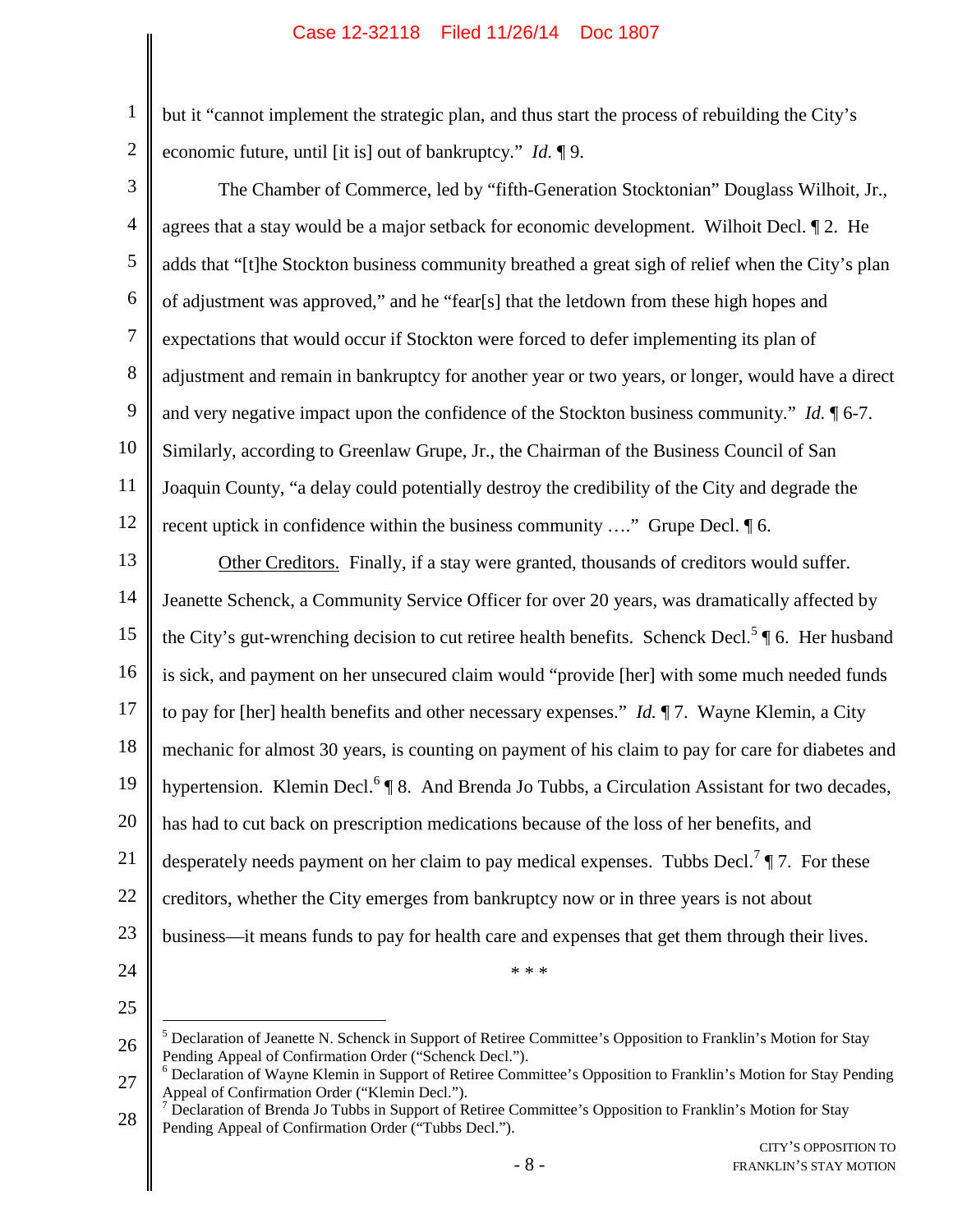but it "cannot implement the strategic plan, and thus start the process of rebuilding the City's economic future, until [it is] out of bankruptcy." *Id.* ¶ 9.

The Chamber of Commerce, led by "fifth-Generation Stocktonian" Douglass Wilhoit, Jr., agrees that a stay would be a major setback for economic development. Wilhoit Decl. ¶ 2. He adds that "[t]he Stockton business community breathed a great sigh of relief when the City's plan of adjustment was approved," and he "fear[s] that the letdown from these high hopes and expectations that would occur if Stockton were forced to defer implementing its plan of adjustment and remain in bankruptcy for another year or two years, or longer, would have a direct and very negative impact upon the confidence of the Stockton business community." *Id.* ¶ 6-7. Similarly, according to Greenlaw Grupe, Jr., the Chairman of the Business Council of San Joaquin County, "a delay could potentially destroy the credibility of the City and degrade the recent uptick in confidence within the business community …." Grupe Decl. ¶ 6.

<u>Other Creditors.</u> Finally, if a stay were granted, thousands of creditors would suffer. Jeanette Schenck, a Community Service Officer for over 20 years, was dramatically affected by the City's gut-wrenching decision to cut retiree health benefits. Schenck Decl.[5] ¶ 6. Her husband is sick, and payment on her unsecured claim would "provide [her] with some much needed funds to pay for [her] health benefits and other necessary expenses." *Id.* ¶ 7. Wayne Klemin, a City mechanic for almost 30 years, is counting on payment of his claim to pay for care for diabetes and hypertension. Klemin Decl.[6] ¶ 8. And Brenda Jo Tubbs, a Circulation Assistant for two decades, has had to cut back on prescription medications because of the loss of her benefits, and desperately needs payment on her claim to pay medical expenses. Tubbs Decl.[7] ¶ 7. For these creditors, whether the City emerges from bankruptcy now or in three years is not about business—it means funds to pay for health care and expenses that get them through their lives.

\* \* \*

---

[5] Declaration of Jeanette N. Schenck in Support of Retiree Committee's Opposition to Franklin's Motion for Stay Pending Appeal of Confirmation Order ("Schenck Decl.").

[6] Declaration of Wayne Klemin in Support of Retiree Committee's Opposition to Franklin's Motion for Stay Pending Appeal of Confirmation Order ("Klemin Decl.").

[7] Declaration of Brenda Jo Tubbs in Support of Retiree Committee's Opposition to Franklin's Motion for Stay Pending Appeal of Confirmation Order ("Tubbs Decl.").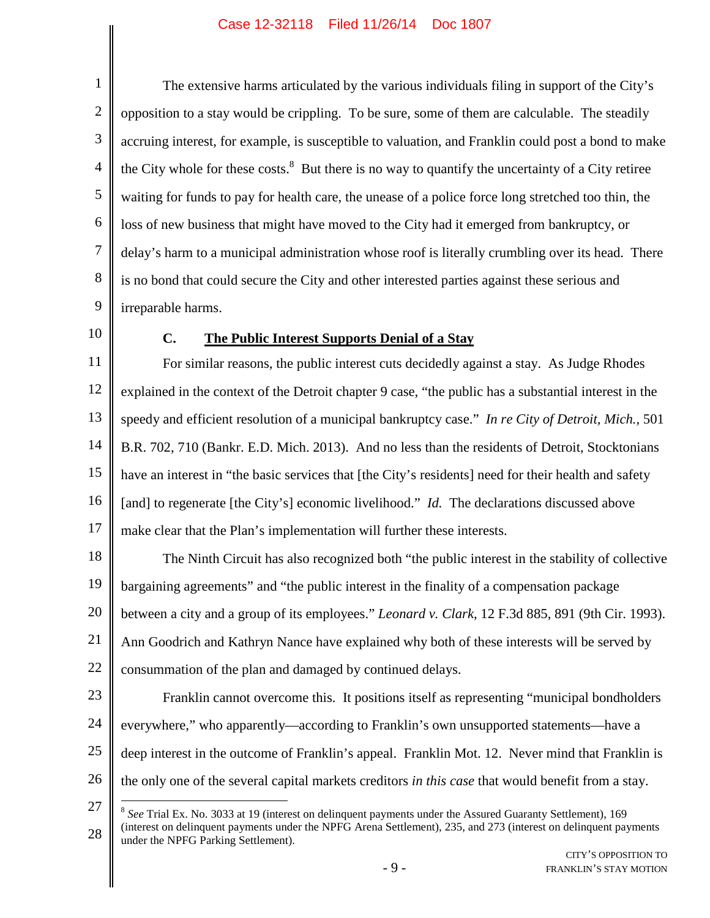The extensive harms articulated by the various individuals filing in support of the City's opposition to a stay would be crippling. To be sure, some of them are calculable. The steadily accruing interest, for example, is susceptible to valuation, and Franklin could post a bond to make the City whole for these costs.[8] But there is no way to quantify the uncertainty of a City retiree waiting for funds to pay for health care, the unease of a police force long stretched too thin, the loss of new business that might have moved to the City had it emerged from bankruptcy, or delay's harm to a municipal administration whose roof is literally crumbling over its head. There is no bond that could secure the City and other interested parties against these serious and irreparable harms.

### C. The Public Interest Supports Denial of a Stay

For similar reasons, the public interest cuts decidedly against a stay. As Judge Rhodes explained in the context of the Detroit chapter 9 case, "the public has a substantial interest in the speedy and efficient resolution of a municipal bankruptcy case." *In re City of Detroit, Mich.*, 501 B.R. 702, 710 (Bankr. E.D. Mich. 2013). And no less than the residents of Detroit, Stocktonians have an interest in "the basic services that [the City's residents] need for their health and safety [and] to regenerate [the City's] economic livelihood." *Id.* The declarations discussed above make clear that the Plan's implementation will further these interests.

The Ninth Circuit has also recognized both "the public interest in the stability of collective bargaining agreements" and "the public interest in the finality of a compensation package between a city and a group of its employees." *Leonard v. Clark*, 12 F.3d 885, 891 (9th Cir. 1993). Ann Goodrich and Kathryn Nance have explained why both of these interests will be served by consummation of the plan and damaged by continued delays.

Franklin cannot overcome this. It positions itself as representing "municipal bondholders everywhere," who apparently—according to Franklin's own unsupported statements—have a deep interest in the outcome of Franklin's appeal. Franklin Mot. 12. Never mind that Franklin is the only one of the several capital markets creditors *in this case* that would benefit from a stay.

---

[8] *See* Trial Ex. No. 3033 at 19 (interest on delinquent payments under the Assured Guaranty Settlement), 169 (interest on delinquent payments under the NPFG Arena Settlement), 235, and 273 (interest on delinquent payments under the NPFG Parking Settlement).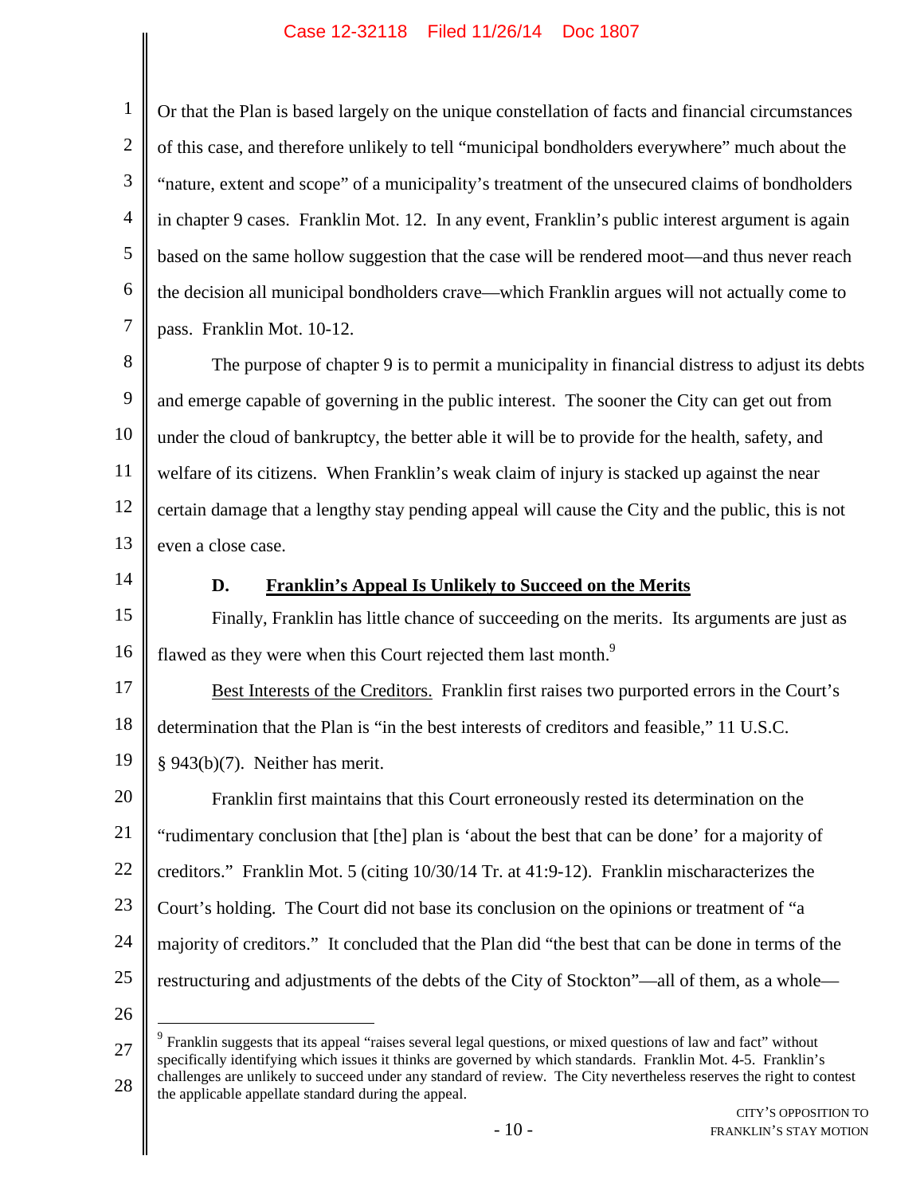Or that the Plan is based largely on the unique constellation of facts and financial circumstances of this case, and therefore unlikely to tell "municipal bondholders everywhere" much about the "nature, extent and scope" of a municipality's treatment of the unsecured claims of bondholders in chapter 9 cases. Franklin Mot. 12. In any event, Franklin's public interest argument is again based on the same hollow suggestion that the case will be rendered moot—and thus never reach the decision all municipal bondholders crave—which Franklin argues will not actually come to pass. Franklin Mot. 10-12.

The purpose of chapter 9 is to permit a municipality in financial distress to adjust its debts and emerge capable of governing in the public interest. The sooner the City can get out from under the cloud of bankruptcy, the better able it will be to provide for the health, safety, and welfare of its citizens. When Franklin's weak claim of injury is stacked up against the near certain damage that a lengthy stay pending appeal will cause the City and the public, this is not even a close case.

### D. Franklin's Appeal Is Unlikely to Succeed on the Merits

Finally, Franklin has little chance of succeeding on the merits. Its arguments are just as flawed as they were when this Court rejected them last month.[9]

Best Interests of the Creditors. Franklin first raises two purported errors in the Court's determination that the Plan is "in the best interests of creditors and feasible," 11 U.S.C. § 943(b)(7). Neither has merit.

Franklin first maintains that this Court erroneously rested its determination on the "rudimentary conclusion that [the] plan is 'about the best that can be done' for a majority of creditors." Franklin Mot. 5 (citing 10/30/14 Tr. at 41:9-12). Franklin mischaracterizes the Court's holding. The Court did not base its conclusion on the opinions or treatment of "a majority of creditors." It concluded that the Plan did "the best that can be done in terms of the restructuring and adjustments of the debts of the City of Stockton"—all of them, as a whole—

---

[9] Franklin suggests that its appeal "raises several legal questions, or mixed questions of law and fact" without specifically identifying which issues it thinks are governed by which standards. Franklin Mot. 4-5. Franklin's challenges are unlikely to succeed under any standard of review. The City nevertheless reserves the right to contest the applicable appellate standard during the appeal.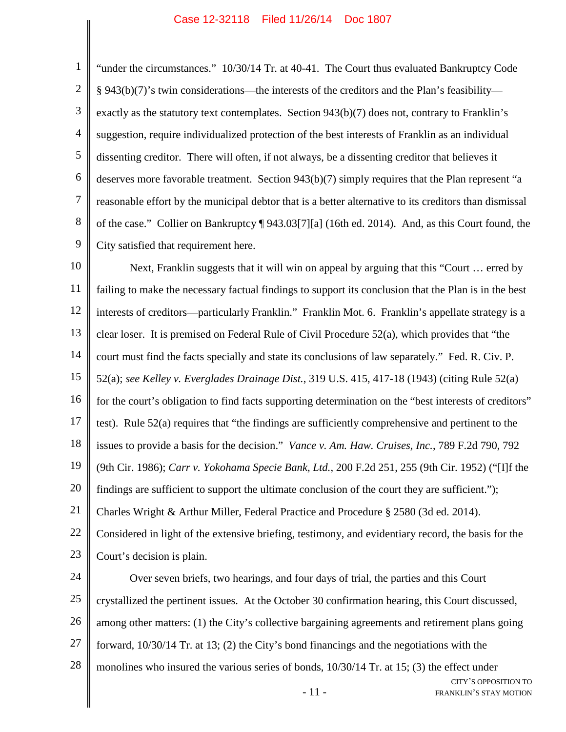"under the circumstances." 10/30/14 Tr. at 40-41. The Court thus evaluated Bankruptcy Code § 943(b)(7)'s twin considerations—the interests of the creditors and the Plan's feasibility—exactly as the statutory text contemplates. Section 943(b)(7) does not, contrary to Franklin's suggestion, require individualized protection of the best interests of Franklin as an individual dissenting creditor. There will often, if not always, be a dissenting creditor that believes it deserves more favorable treatment. Section 943(b)(7) simply requires that the Plan represent "a reasonable effort by the municipal debtor that is a better alternative to its creditors than dismissal of the case." Collier on Bankruptcy ¶ 943.03[7][a] (16th ed. 2014). And, as this Court found, the City satisfied that requirement here.

Next, Franklin suggests that it will win on appeal by arguing that this "Court … erred by failing to make the necessary factual findings to support its conclusion that the Plan is in the best interests of creditors—particularly Franklin." Franklin Mot. 6. Franklin's appellate strategy is a clear loser. It is premised on Federal Rule of Civil Procedure 52(a), which provides that "the court must find the facts specially and state its conclusions of law separately." Fed. R. Civ. P. 52(a); *see Kelley v. Everglades Drainage Dist.*, 319 U.S. 415, 417-18 (1943) (citing Rule 52(a) for the court's obligation to find facts supporting determination on the "best interests of creditors" test). Rule 52(a) requires that "the findings are sufficiently comprehensive and pertinent to the issues to provide a basis for the decision." *Vance v. Am. Haw. Cruises, Inc.*, 789 F.2d 790, 792 (9th Cir. 1986); *Carr v. Yokohama Specie Bank, Ltd.*, 200 F.2d 251, 255 (9th Cir. 1952) ("[I]f the findings are sufficient to support the ultimate conclusion of the court they are sufficient."); Charles Wright & Arthur Miller, Federal Practice and Procedure § 2580 (3d ed. 2014). Considered in light of the extensive briefing, testimony, and evidentiary record, the basis for the Court's decision is plain.

Over seven briefs, two hearings, and four days of trial, the parties and this Court crystallized the pertinent issues. At the October 30 confirmation hearing, this Court discussed, among other matters: (1) the City's collective bargaining agreements and retirement plans going forward, 10/30/14 Tr. at 13; (2) the City's bond financings and the negotiations with the monolines who insured the various series of bonds, 10/30/14 Tr. at 15; (3) the effect under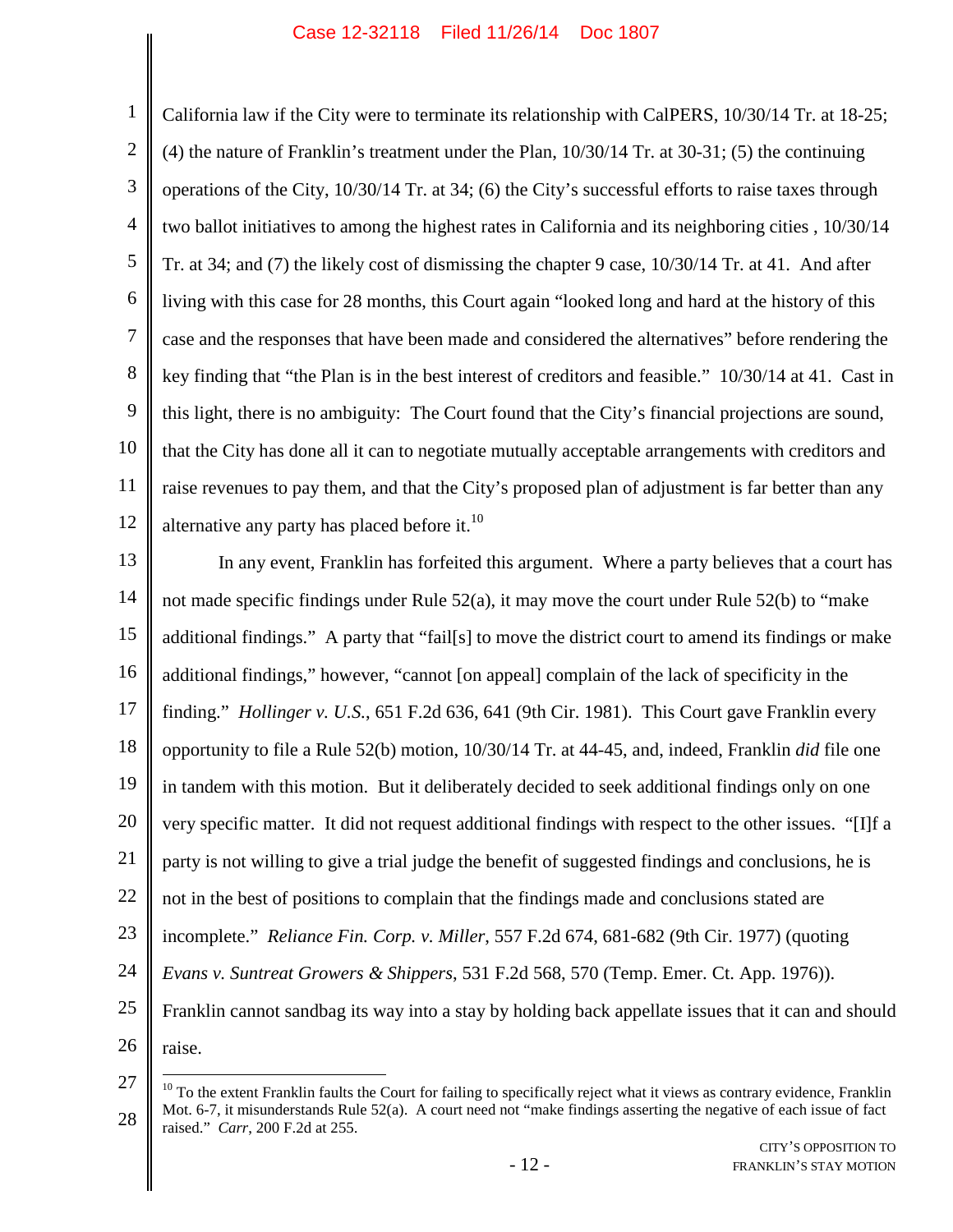California law if the City were to terminate its relationship with CalPERS, 10/30/14 Tr. at 18-25; (4) the nature of Franklin's treatment under the Plan, 10/30/14 Tr. at 30-31; (5) the continuing operations of the City, 10/30/14 Tr. at 34; (6) the City's successful efforts to raise taxes through two ballot initiatives to among the highest rates in California and its neighboring cities , 10/30/14 Tr. at 34; and (7) the likely cost of dismissing the chapter 9 case, 10/30/14 Tr. at 41. And after living with this case for 28 months, this Court again "looked long and hard at the history of this case and the responses that have been made and considered the alternatives" before rendering the key finding that "the Plan is in the best interest of creditors and feasible." 10/30/14 at 41. Cast in this light, there is no ambiguity: The Court found that the City's financial projections are sound, that the City has done all it can to negotiate mutually acceptable arrangements with creditors and raise revenues to pay them, and that the City's proposed plan of adjustment is far better than any alternative any party has placed before it.[10]

In any event, Franklin has forfeited this argument. Where a party believes that a court has not made specific findings under Rule 52(a), it may move the court under Rule 52(b) to "make additional findings." A party that "fail[s] to move the district court to amend its findings or make additional findings," however, "cannot [on appeal] complain of the lack of specificity in the finding." *Hollinger v. U.S.*, 651 F.2d 636, 641 (9th Cir. 1981). This Court gave Franklin every opportunity to file a Rule 52(b) motion, 10/30/14 Tr. at 44-45, and, indeed, Franklin *did* file one in tandem with this motion. But it deliberately decided to seek additional findings only on one very specific matter. It did not request additional findings with respect to the other issues. "[I]f a party is not willing to give a trial judge the benefit of suggested findings and conclusions, he is not in the best of positions to complain that the findings made and conclusions stated are incomplete." *Reliance Fin. Corp. v. Miller*, 557 F.2d 674, 681-682 (9th Cir. 1977) (quoting *Evans v. Suntreat Growers & Shippers*, 531 F.2d 568, 570 (Temp. Emer. Ct. App. 1976)). Franklin cannot sandbag its way into a stay by holding back appellate issues that it can and should raise.

[10] To the extent Franklin faults the Court for failing to specifically reject what it views as contrary evidence, Franklin Mot. 6-7, it misunderstands Rule 52(a). A court need not "make findings asserting the negative of each issue of fact raised." *Carr*, 200 F.2d at 255.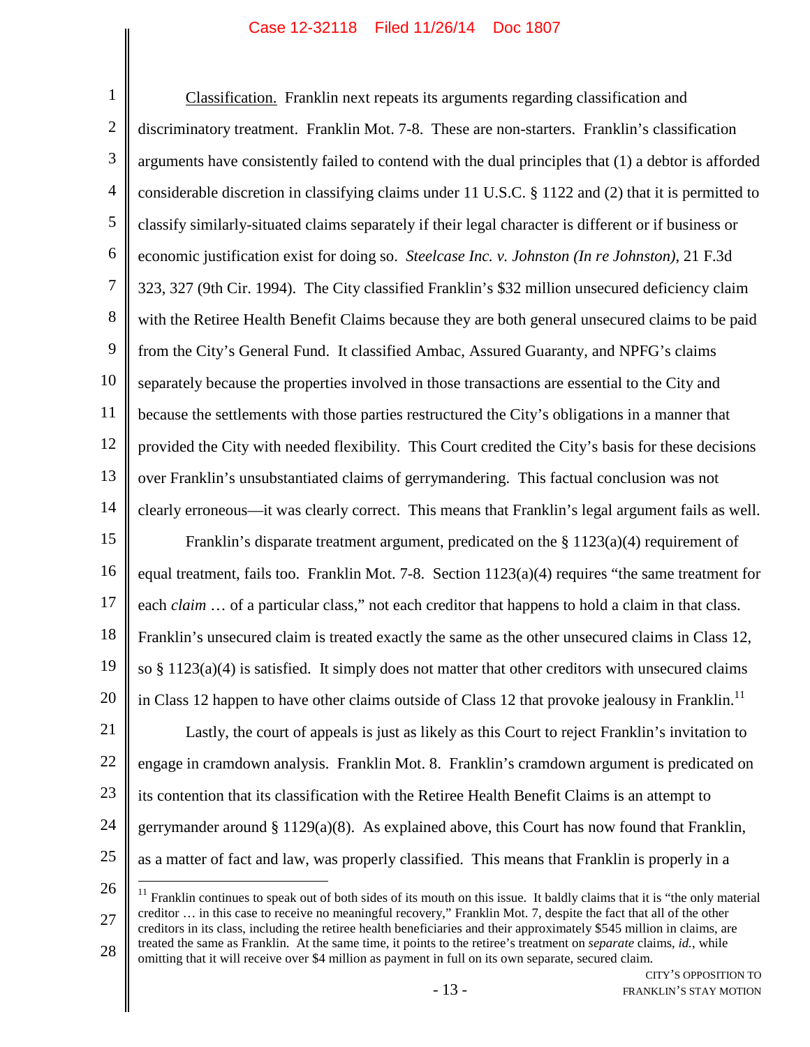Classification. Franklin next repeats its arguments regarding classification and discriminatory treatment. Franklin Mot. 7-8. These are non-starters. Franklin's classification arguments have consistently failed to contend with the dual principles that (1) a debtor is afforded considerable discretion in classifying claims under 11 U.S.C. § 1122 and (2) that it is permitted to classify similarly-situated claims separately if their legal character is different or if business or economic justification exist for doing so. *Steelcase Inc. v. Johnston (In re Johnston)*, 21 F.3d 323, 327 (9th Cir. 1994). The City classified Franklin's $32 million unsecured deficiency claim with the Retiree Health Benefit Claims because they are both general unsecured claims to be paid from the City's General Fund. It classified Ambac, Assured Guaranty, and NPFG's claims separately because the properties involved in those transactions are essential to the City and because the settlements with those parties restructured the City's obligations in a manner that provided the City with needed flexibility. This Court credited the City's basis for these decisions over Franklin's unsubstantiated claims of gerrymandering. This factual conclusion was not clearly erroneous—it was clearly correct. This means that Franklin's legal argument fails as well.

Franklin's disparate treatment argument, predicated on the § 1123(a)(4) requirement of equal treatment, fails too. Franklin Mot. 7-8. Section 1123(a)(4) requires "the same treatment for each *claim* … of a particular class," not each creditor that happens to hold a claim in that class. Franklin's unsecured claim is treated exactly the same as the other unsecured claims in Class 12, so § 1123(a)(4) is satisfied. It simply does not matter that other creditors with unsecured claims in Class 12 happen to have other claims outside of Class 12 that provoke jealousy in Franklin.[11]

Lastly, the court of appeals is just as likely as this Court to reject Franklin's invitation to engage in cramdown analysis. Franklin Mot. 8. Franklin's cramdown argument is predicated on its contention that its classification with the Retiree Health Benefit Claims is an attempt to gerrymander around § 1129(a)(8). As explained above, this Court has now found that Franklin, as a matter of fact and law, was properly classified. This means that Franklin is properly in a

---

[11] Franklin continues to speak out of both sides of its mouth on this issue. It baldly claims that it is "the only material creditor … in this case to receive no meaningful recovery," Franklin Mot. 7, despite the fact that all of the other creditors in its class, including the retiree health beneficiaries and their approximately $545 million in claims, are treated the same as Franklin. At the same time, it points to the retiree's treatment on *separate* claims, *id.*, while omitting that it will receive over $4 million as payment in full on its own separate, secured claim.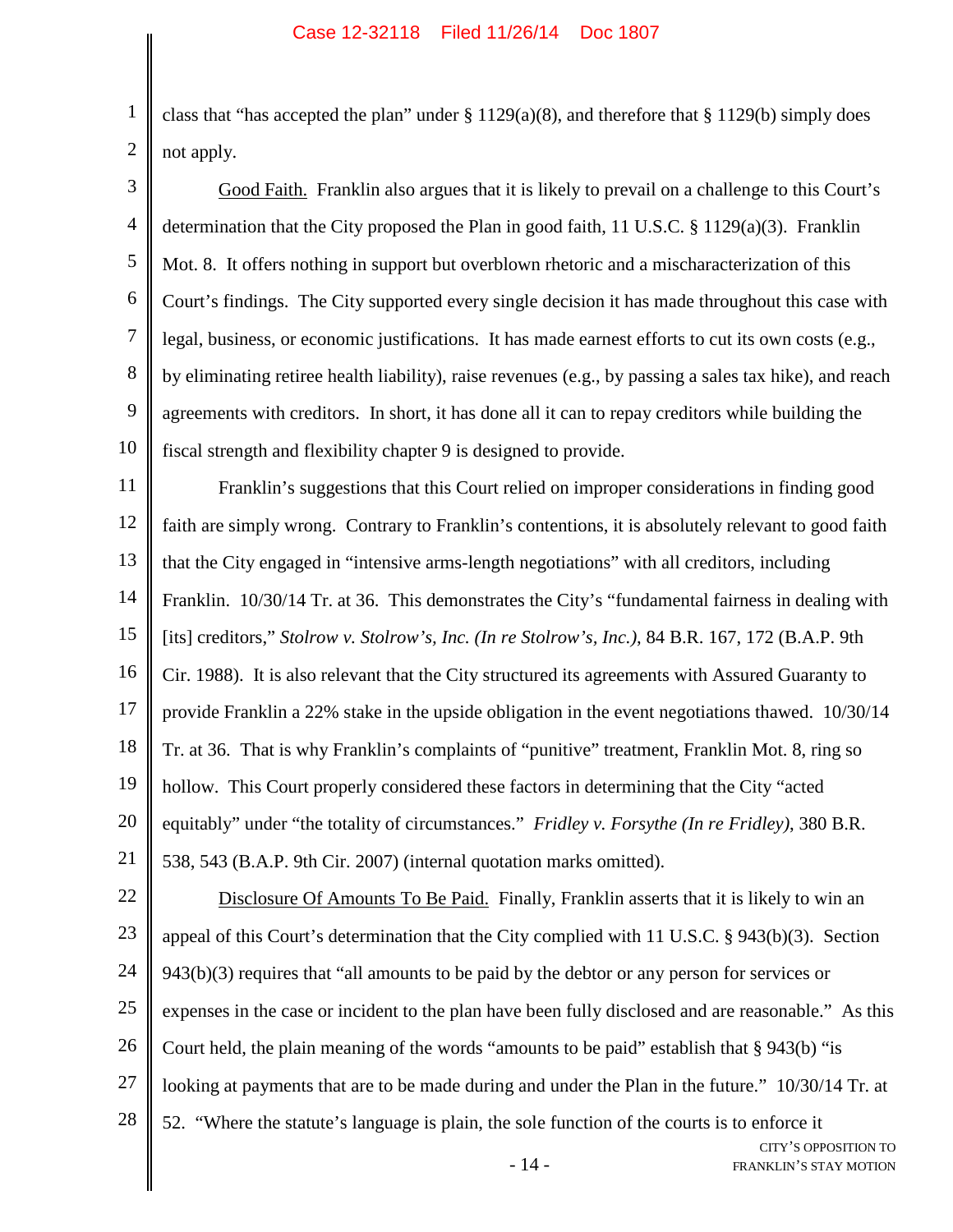class that "has accepted the plan" under § 1129(a)(8), and therefore that § 1129(b) simply does not apply.

Good Faith. Franklin also argues that it is likely to prevail on a challenge to this Court's determination that the City proposed the Plan in good faith, 11 U.S.C. § 1129(a)(3). Franklin Mot. 8. It offers nothing in support but overblown rhetoric and a mischaracterization of this Court's findings. The City supported every single decision it has made throughout this case with legal, business, or economic justifications. It has made earnest efforts to cut its own costs (e.g., by eliminating retiree health liability), raise revenues (e.g., by passing a sales tax hike), and reach agreements with creditors. In short, it has done all it can to repay creditors while building the fiscal strength and flexibility chapter 9 is designed to provide.

Franklin's suggestions that this Court relied on improper considerations in finding good faith are simply wrong. Contrary to Franklin's contentions, it is absolutely relevant to good faith that the City engaged in "intensive arms-length negotiations" with all creditors, including Franklin. 10/30/14 Tr. at 36. This demonstrates the City's "fundamental fairness in dealing with [its] creditors," *Stolrow v. Stolrow's, Inc. (In re Stolrow's, Inc.)*, 84 B.R. 167, 172 (B.A.P. 9th Cir. 1988). It is also relevant that the City structured its agreements with Assured Guaranty to provide Franklin a 22% stake in the upside obligation in the event negotiations thawed. 10/30/14 Tr. at 36. That is why Franklin's complaints of "punitive" treatment, Franklin Mot. 8, ring so hollow. This Court properly considered these factors in determining that the City "acted equitably" under "the totality of circumstances." *Fridley v. Forsythe (In re Fridley)*, 380 B.R. 538, 543 (B.A.P. 9th Cir. 2007) (internal quotation marks omitted).

Disclosure Of Amounts To Be Paid. Finally, Franklin asserts that it is likely to win an appeal of this Court's determination that the City complied with 11 U.S.C. § 943(b)(3). Section 943(b)(3) requires that "all amounts to be paid by the debtor or any person for services or expenses in the case or incident to the plan have been fully disclosed and are reasonable." As this Court held, the plain meaning of the words "amounts to be paid" establish that § 943(b) "is looking at payments that are to be made during and under the Plan in the future." 10/30/14 Tr. at 52. "Where the statute's language is plain, the sole function of the courts is to enforce it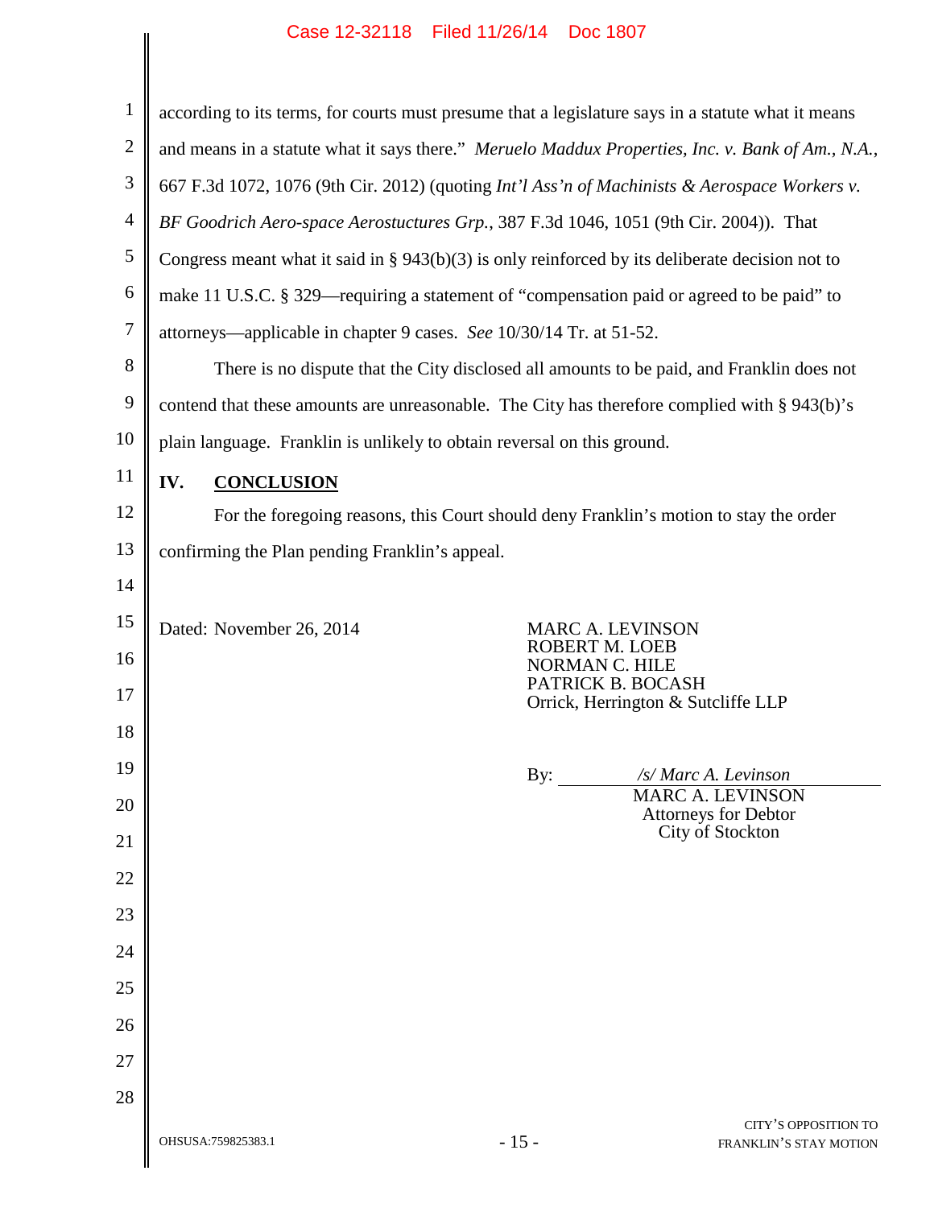according to its terms, for courts must presume that a legislature says in a statute what it means and means in a statute what it says there." *Meruelo Maddux Properties, Inc. v. Bank of Am., N.A.*, 667 F.3d 1072, 1076 (9th Cir. 2012) (quoting *Int'l Ass'n of Machinists & Aerospace Workers v. BF Goodrich Aero-space Aerostuctures Grp.*, 387 F.3d 1046, 1051 (9th Cir. 2004)). That Congress meant what it said in § 943(b)(3) is only reinforced by its deliberate decision not to make 11 U.S.C. § 329—requiring a statement of "compensation paid or agreed to be paid" to attorneys—applicable in chapter 9 cases. *See* 10/30/14 Tr. at 51-52.

There is no dispute that the City disclosed all amounts to be paid, and Franklin does not contend that these amounts are unreasonable. The City has therefore complied with § 943(b)'s plain language. Franklin is unlikely to obtain reversal on this ground.

## IV. CONCLUSION

For the foregoing reasons, this Court should deny Franklin's motion to stay the order confirming the Plan pending Franklin's appeal.

Dated: November 26, 2014

MARC A. LEVINSON
ROBERT M. LOEB
NORMAN C. HILE
PATRICK B. BOCASH
Orrick, Herrington & Sutcliffe LLP

By: */s/ Marc A. Levinson*
MARC A. LEVINSON
Attorneys for Debtor
City of Stockton

OHSUSA:759825383.1